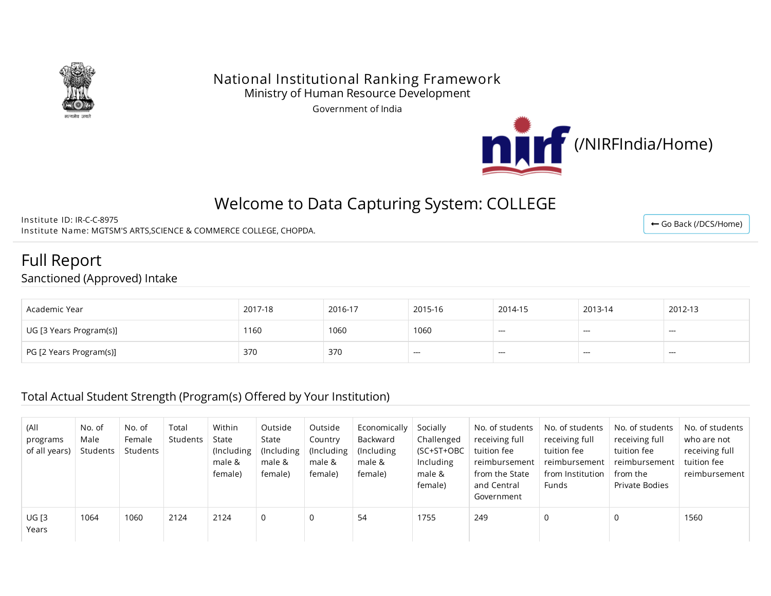National Institutional Ranking Framework
Ministry of Human Resource Development
Government of India

(/NIRFIndia/Home)

# Welcome to Data Capturing System: COLLEGE

Institute ID: IR-C-C-8975
Institute Name: MGTSM'S ARTS,SCIENCE & COMMERCE COLLEGE, CHOPDA.

Go Back (/DCS/Home)

# Full Report

## Sanctioned (Approved) Intake

| Academic Year | 2017-18 | 2016-17 | 2015-16 | 2014-15 | 2013-14 | 2012-13 |
|---|---|---|---|---|---|---|
| UG [3 Years Program(s)] | 1160 | 1060 | 1060 | --- | --- | --- |
| PG [2 Years Program(s)] | 370 | 370 | --- | --- | --- | --- |

## Total Actual Student Strength (Program(s) Offered by Your Institution)

| (All programs of all years) | No. of Male Students | No. of Female Students | Total Students | Within State (Including male & female) | Outside State (Including male & female) | Outside Country (Including male & female) | Economically Backward (Including male & female) | Socially Challenged (SC+ST+OBC Including male & female) | No. of students receiving full tuition fee reimbursement from the State and Central Government | No. of students receiving full tuition fee reimbursement from Institution Funds | No. of students receiving full tuition fee reimbursement from the Private Bodies | No. of students who are not receiving full tuition fee reimbursement |
|---|---|---|---|---|---|---|---|---|---|---|---|---|
| UG [3 Years | 1064 | 1060 | 2124 | 2124 | 0 | 0 | 54 | 1755 | 249 | 0 | 0 | 1560 |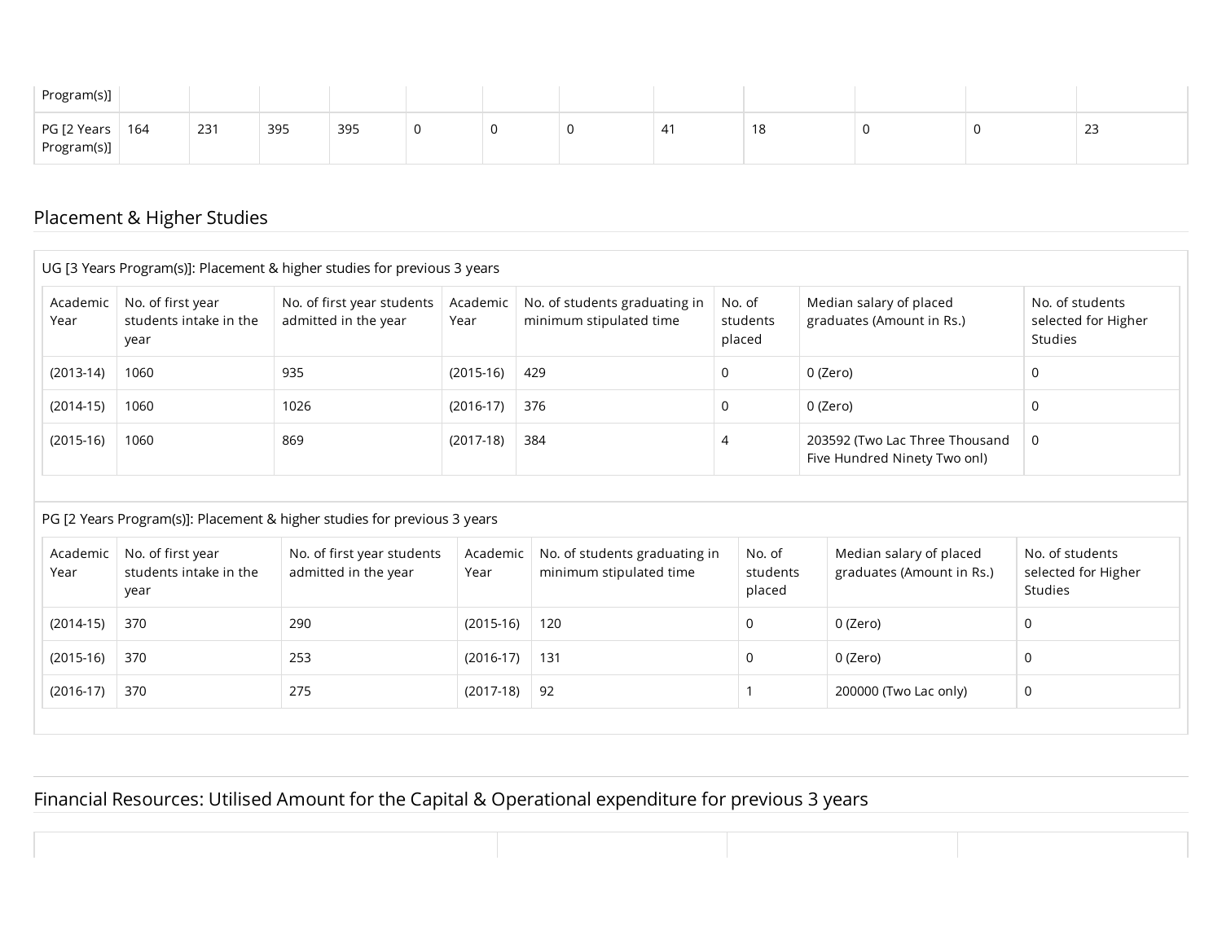| Program(s)] | | | | | | | | | | | | |
|---|---|---|---|---|---|---|---|---|---|---|---|---|
| PG [2 Years Program(s)] | 164 | 231 | 395 | 395 | 0 | 0 | 0 | 41 | 18 | 0 | 0 | 23 |

## Placement & Higher Studies

UG [3 Years Program(s)]: Placement & higher studies for previous 3 years

| Academic Year | No. of first year students intake in the year | No. of first year students admitted in the year | Academic Year | No. of students graduating in minimum stipulated time | No. of students placed | Median salary of placed graduates (Amount in Rs.) | No. of students selected for Higher Studies |
|---|---|---|---|---|---|---|---|
| (2013-14) | 1060 | 935 | (2015-16) | 429 | 0 | 0 (Zero) | 0 |
| (2014-15) | 1060 | 1026 | (2016-17) | 376 | 0 | 0 (Zero) | 0 |
| (2015-16) | 1060 | 869 | (2017-18) | 384 | 4 | 203592 (Two Lac Three Thousand Five Hundred Ninety Two onl) | 0 |

PG [2 Years Program(s)]: Placement & higher studies for previous 3 years

| Academic Year | No. of first year students intake in the year | No. of first year students admitted in the year | Academic Year | No. of students graduating in minimum stipulated time | No. of students placed | Median salary of placed graduates (Amount in Rs.) | No. of students selected for Higher Studies |
|---|---|---|---|---|---|---|---|
| (2014-15) | 370 | 290 | (2015-16) | 120 | 0 | 0 (Zero) | 0 |
| (2015-16) | 370 | 253 | (2016-17) | 131 | 0 | 0 (Zero) | 0 |
| (2016-17) | 370 | 275 | (2017-18) | 92 | 1 | 200000 (Two Lac only) | 0 |

## Financial Resources: Utilised Amount for the Capital & Operational expenditure for previous 3 years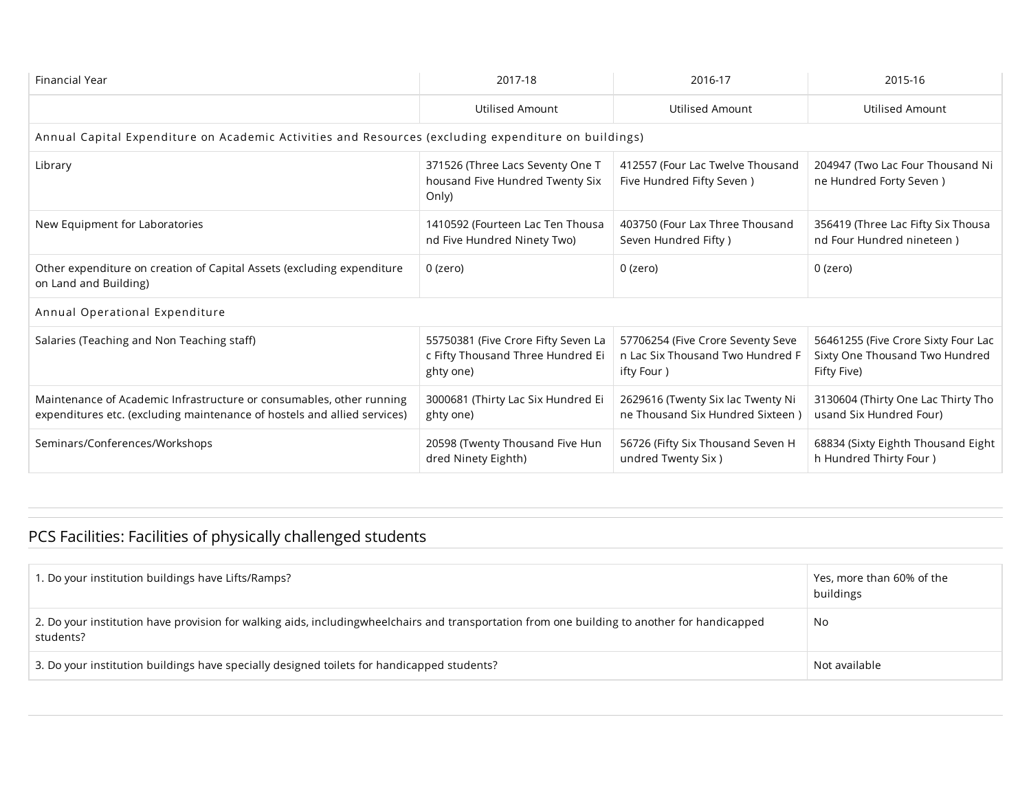| Financial Year | 2017-18 | 2016-17 | 2015-16 |
|---|---|---|---|
| | Utilised Amount | Utilised Amount | Utilised Amount |
| Annual Capital Expenditure on Academic Activities and Resources (excluding expenditure on buildings) | | | |
| Library | 371526 (Three Lacs Seventy One Thousand Five Hundred Twenty Six Only) | 412557 (Four Lac Twelve Thousand Five Hundred Fifty Seven ) | 204947 (Two Lac Four Thousand Nine Hundred Forty Seven ) |
| New Equipment for Laboratories | 1410592 (Fourteen Lac Ten Thousand Five Hundred Ninety Two) | 403750 (Four Lax Three Thousand Seven Hundred Fifty ) | 356419 (Three Lac Fifty Six Thousand Four Hundred nineteen ) |
| Other expenditure on creation of Capital Assets (excluding expenditure on Land and Building) | 0 (zero) | 0 (zero) | 0 (zero) |
| Annual Operational Expenditure | | | |
| Salaries (Teaching and Non Teaching staff) | 55750381 (Five Crore Fifty Seven Lac Fifty Thousand Three Hundred Eighty one) | 57706254 (Five Crore Seventy Seven Lac Six Thousand Two Hundred Fifty Four ) | 56461255 (Five Crore Sixty Four Lac Sixty One Thousand Two Hundred Fifty Five) |
| Maintenance of Academic Infrastructure or consumables, other running expenditures etc. (excluding maintenance of hostels and allied services) | 3000681 (Thirty Lac Six Hundred Eighty one) | 2629616 (Twenty Six lac Twenty Nine Thousand Six Hundred Sixteen ) | 3130604 (Thirty One Lac Thirty Thousand Six Hundred Four) |
| Seminars/Conferences/Workshops | 20598 (Twenty Thousand Five Hundred Ninety Eighth) | 56726 (Fifty Six Thousand Seven Hundred Twenty Six ) | 68834 (Sixty Eighth Thousand Eighth Hundred Thirty Four ) |

## PCS Facilities: Facilities of physically challenged students

| | |
|---|---|
| 1. Do your institution buildings have Lifts/Ramps? | Yes, more than 60% of the buildings |
| 2. Do your institution have provision for walking aids, includingwheelchairs and transportation from one building to another for handicapped students? | No |
| 3. Do your institution buildings have specially designed toilets for handicapped students? | Not available |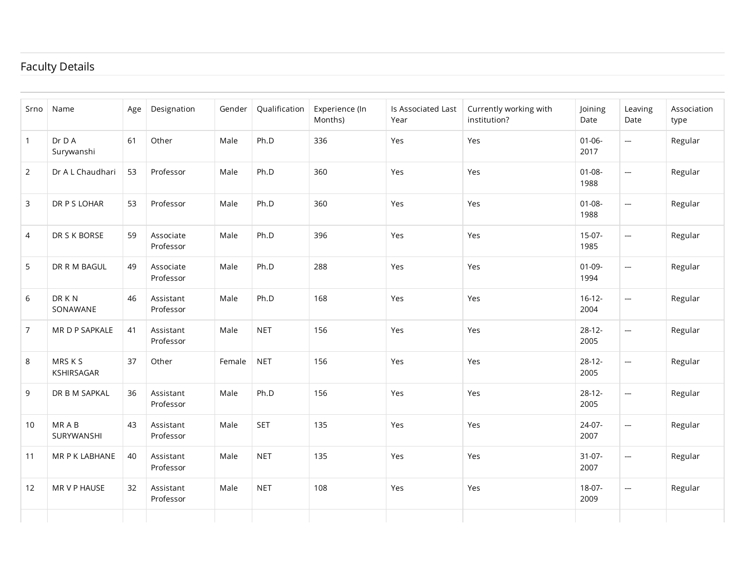## Faculty Details

| Srno | Name | Age | Designation | Gender | Qualification | Experience (In Months) | Is Associated Last Year | Currently working with institution? | Joining Date | Leaving Date | Association type |
|---|---|---|---|---|---|---|---|---|---|---|---|
| 1 | Dr D A Surywanshi | 61 | Other | Male | Ph.D | 336 | Yes | Yes | 01-06-2017 | --- | Regular |
| 2 | Dr A L Chaudhari | 53 | Professor | Male | Ph.D | 360 | Yes | Yes | 01-08-1988 | --- | Regular |
| 3 | DR P S LOHAR | 53 | Professor | Male | Ph.D | 360 | Yes | Yes | 01-08-1988 | --- | Regular |
| 4 | DR S K BORSE | 59 | Associate Professor | Male | Ph.D | 396 | Yes | Yes | 15-07-1985 | --- | Regular |
| 5 | DR R M BAGUL | 49 | Associate Professor | Male | Ph.D | 288 | Yes | Yes | 01-09-1994 | --- | Regular |
| 6 | DR K N SONAWANE | 46 | Assistant Professor | Male | Ph.D | 168 | Yes | Yes | 16-12-2004 | --- | Regular |
| 7 | MR D P SAPKALE | 41 | Assistant Professor | Male | NET | 156 | Yes | Yes | 28-12-2005 | --- | Regular |
| 8 | MRS K S KSHIRSAGAR | 37 | Other | Female | NET | 156 | Yes | Yes | 28-12-2005 | --- | Regular |
| 9 | DR B M SAPKAL | 36 | Assistant Professor | Male | Ph.D | 156 | Yes | Yes | 28-12-2005 | --- | Regular |
| 10 | MR A B SURYWANSHI | 43 | Assistant Professor | Male | SET | 135 | Yes | Yes | 24-07-2007 | --- | Regular |
| 11 | MR P K LABHANE | 40 | Assistant Professor | Male | NET | 135 | Yes | Yes | 31-07-2007 | --- | Regular |
| 12 | MR V P HAUSE | 32 | Assistant Professor | Male | NET | 108 | Yes | Yes | 18-07-2009 | --- | Regular |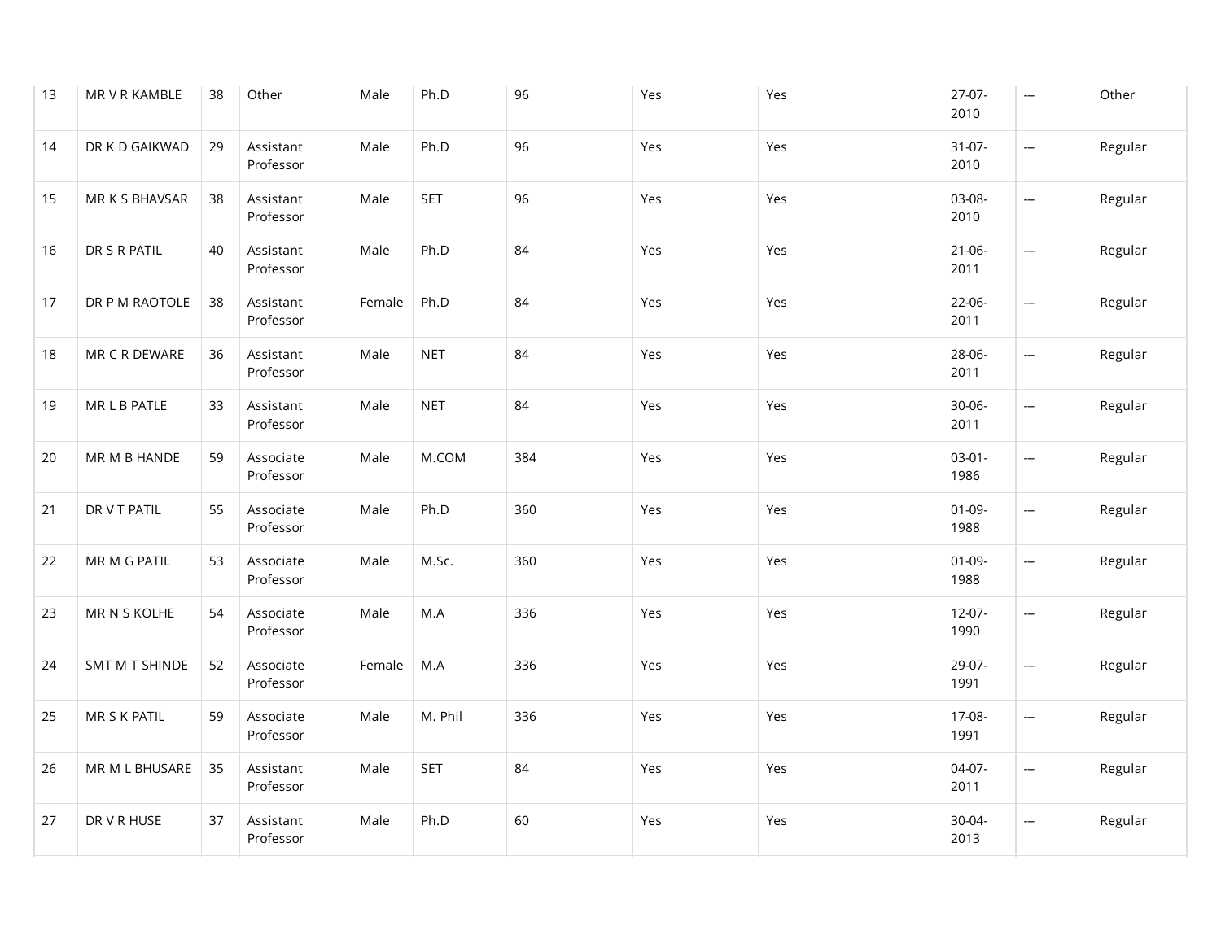| 13 | MR V R KAMBLE | 38 | Other | Male | Ph.D | 96 | Yes | Yes | 27-07-2010 | --- | Other |
|---|---|---|---|---|---|---|---|---|---|---|---|
| 14 | DR K D GAIKWAD | 29 | Assistant Professor | Male | Ph.D | 96 | Yes | Yes | 31-07-2010 | --- | Regular |
| 15 | MR K S BHAVSAR | 38 | Assistant Professor | Male | SET | 96 | Yes | Yes | 03-08-2010 | --- | Regular |
| 16 | DR S R PATIL | 40 | Assistant Professor | Male | Ph.D | 84 | Yes | Yes | 21-06-2011 | --- | Regular |
| 17 | DR P M RAOTOLE | 38 | Assistant Professor | Female | Ph.D | 84 | Yes | Yes | 22-06-2011 | --- | Regular |
| 18 | MR C R DEWARE | 36 | Assistant Professor | Male | NET | 84 | Yes | Yes | 28-06-2011 | --- | Regular |
| 19 | MR L B PATLE | 33 | Assistant Professor | Male | NET | 84 | Yes | Yes | 30-06-2011 | --- | Regular |
| 20 | MR M B HANDE | 59 | Associate Professor | Male | M.COM | 384 | Yes | Yes | 03-01-1986 | --- | Regular |
| 21 | DR V T PATIL | 55 | Associate Professor | Male | Ph.D | 360 | Yes | Yes | 01-09-1988 | --- | Regular |
| 22 | MR M G PATIL | 53 | Associate Professor | Male | M.Sc. | 360 | Yes | Yes | 01-09-1988 | --- | Regular |
| 23 | MR N S KOLHE | 54 | Associate Professor | Male | M.A | 336 | Yes | Yes | 12-07-1990 | --- | Regular |
| 24 | SMT M T SHINDE | 52 | Associate Professor | Female | M.A | 336 | Yes | Yes | 29-07-1991 | --- | Regular |
| 25 | MR S K PATIL | 59 | Associate Professor | Male | M. Phil | 336 | Yes | Yes | 17-08-1991 | --- | Regular |
| 26 | MR M L BHUSARE | 35 | Assistant Professor | Male | SET | 84 | Yes | Yes | 04-07-2011 | --- | Regular |
| 27 | DR V R HUSE | 37 | Assistant Professor | Male | Ph.D | 60 | Yes | Yes | 30-04-2013 | --- | Regular |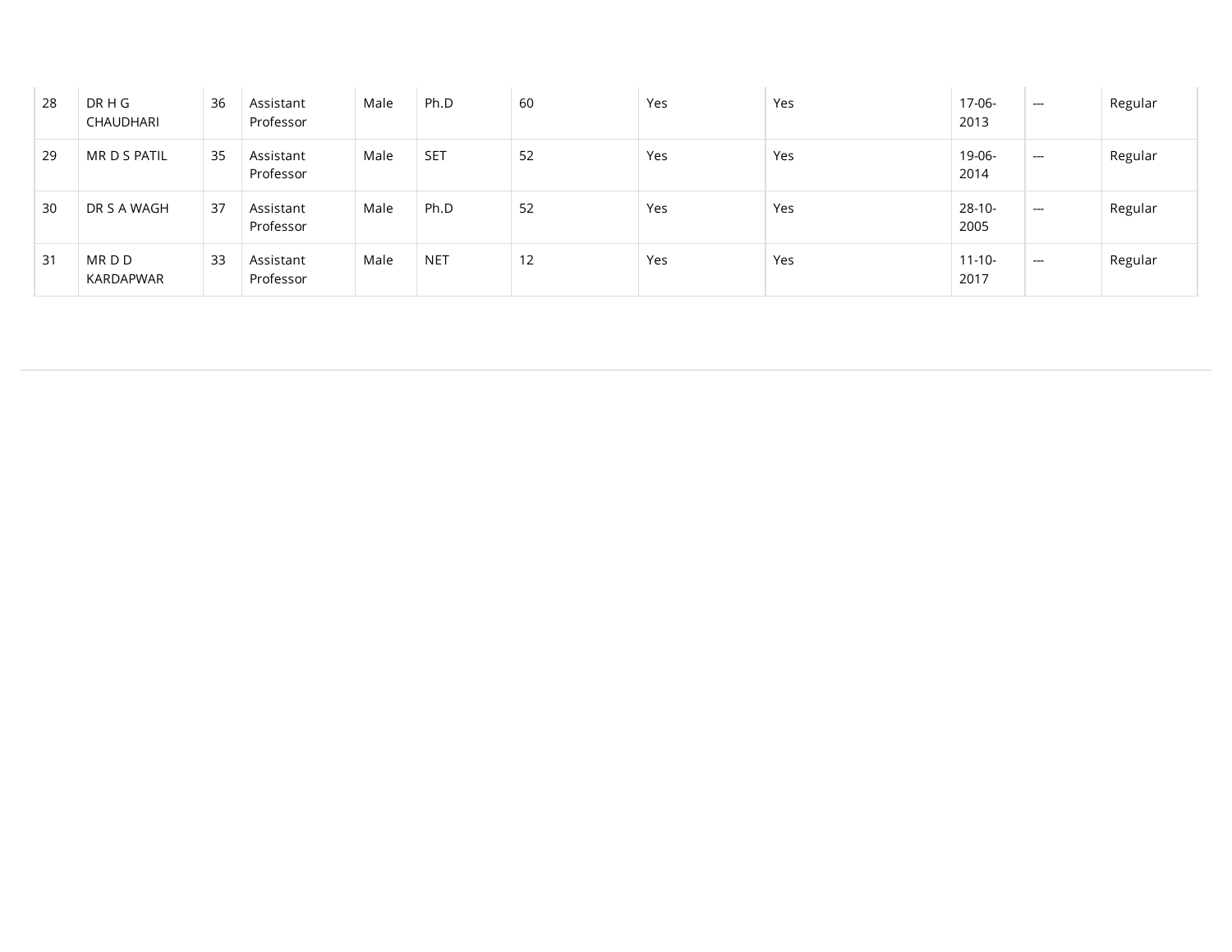| | | | | | | | | | | | |
|---|---|---|---|---|---|---|---|---|---|---|---|
| 28 | DR H G CHAUDHARI | 36 | Assistant Professor | Male | Ph.D | 60 | Yes | Yes | 17-06-2013 | --- | Regular |
| 29 | MR D S PATIL | 35 | Assistant Professor | Male | SET | 52 | Yes | Yes | 19-06-2014 | --- | Regular |
| 30 | DR S A WAGH | 37 | Assistant Professor | Male | Ph.D | 52 | Yes | Yes | 28-10-2005 | --- | Regular |
| 31 | MR D D KARDAPWAR | 33 | Assistant Professor | Male | NET | 12 | Yes | Yes | 11-10-2017 | --- | Regular |